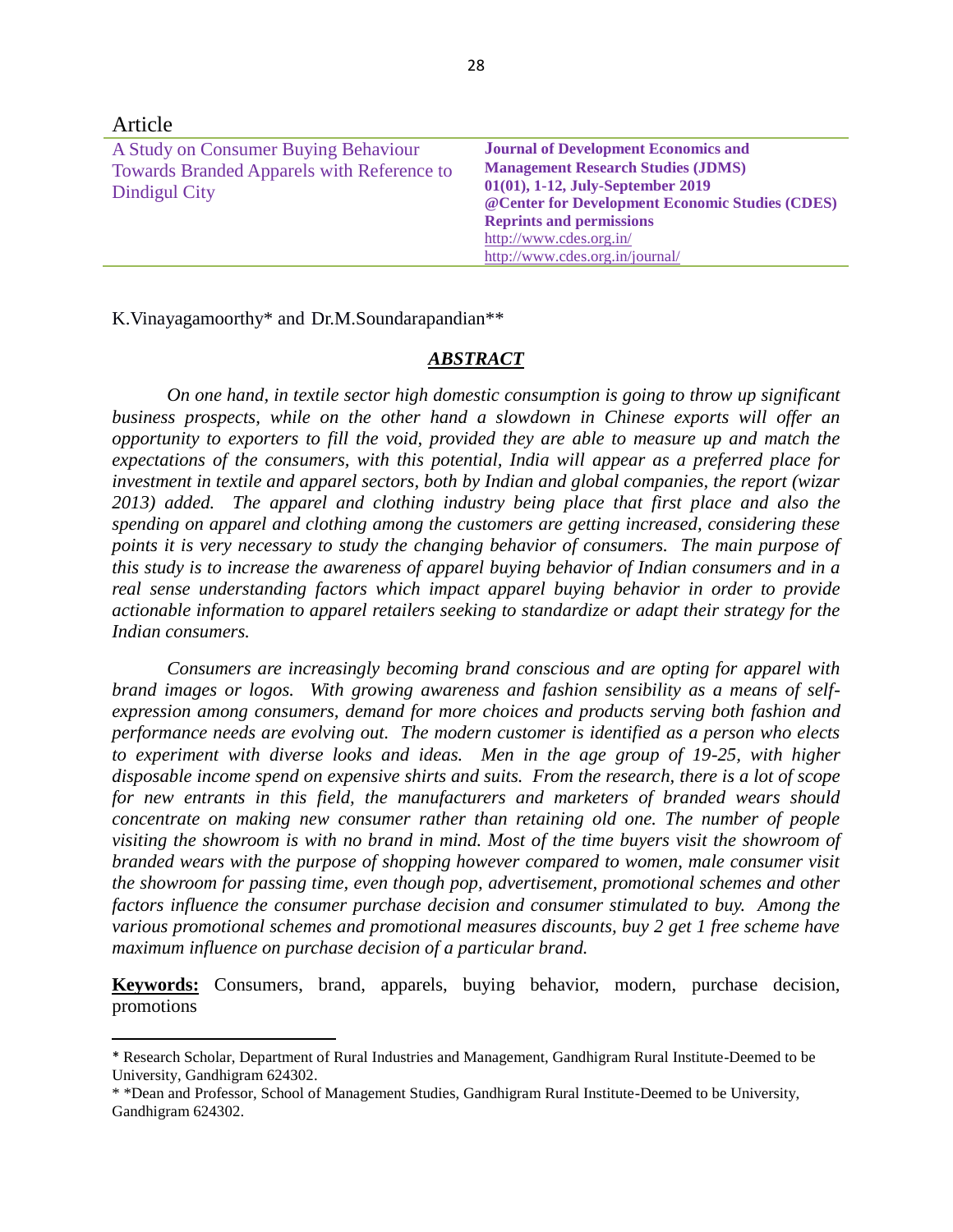Article

A Study on Consumer Buying Behaviour Towards Branded Apparels with Reference to Dindigul City

**Journal of Development Economics and Management Research Studies (JDMS)**
**01(01), 1-12, July-September 2019**
**@Center for Development Economic Studies (CDES)**
**Reprints and permissions**
http://www.cdes.org.in/
http://www.cdes.org.in/journal/

K.Vinayagamoorthy* and Dr.M.Soundarapandian**

## ***ABSTRACT***

*On one hand, in textile sector high domestic consumption is going to throw up significant business prospects, while on the other hand a slowdown in Chinese exports will offer an opportunity to exporters to fill the void, provided they are able to measure up and match the expectations of the consumers, with this potential, India will appear as a preferred place for investment in textile and apparel sectors, both by Indian and global companies, the report (wizar 2013) added. The apparel and clothing industry being place that first place and also the spending on apparel and clothing among the customers are getting increased, considering these points it is very necessary to study the changing behavior of consumers. The main purpose of this study is to increase the awareness of apparel buying behavior of Indian consumers and in a real sense understanding factors which impact apparel buying behavior in order to provide actionable information to apparel retailers seeking to standardize or adapt their strategy for the Indian consumers.*

*Consumers are increasingly becoming brand conscious and are opting for apparel with brand images or logos. With growing awareness and fashion sensibility as a means of self-expression among consumers, demand for more choices and products serving both fashion and performance needs are evolving out. The modern customer is identified as a person who elects to experiment with diverse looks and ideas. Men in the age group of 19-25, with higher disposable income spend on expensive shirts and suits. From the research, there is a lot of scope for new entrants in this field, the manufacturers and marketers of branded wears should concentrate on making new consumer rather than retaining old one. The number of people visiting the showroom is with no brand in mind. Most of the time buyers visit the showroom of branded wears with the purpose of shopping however compared to women, male consumer visit the showroom for passing time, even though pop, advertisement, promotional schemes and other factors influence the consumer purchase decision and consumer stimulated to buy. Among the various promotional schemes and promotional measures discounts, buy 2 get 1 free scheme have maximum influence on purchase decision of a particular brand.*

**Keywords:** Consumers, brand, apparels, buying behavior, modern, purchase decision, promotions

---

* Research Scholar, Department of Rural Industries and Management, Gandhigram Rural Institute-Deemed to be University, Gandhigram 624302.

* *Dean and Professor, School of Management Studies, Gandhigram Rural Institute-Deemed to be University, Gandhigram 624302.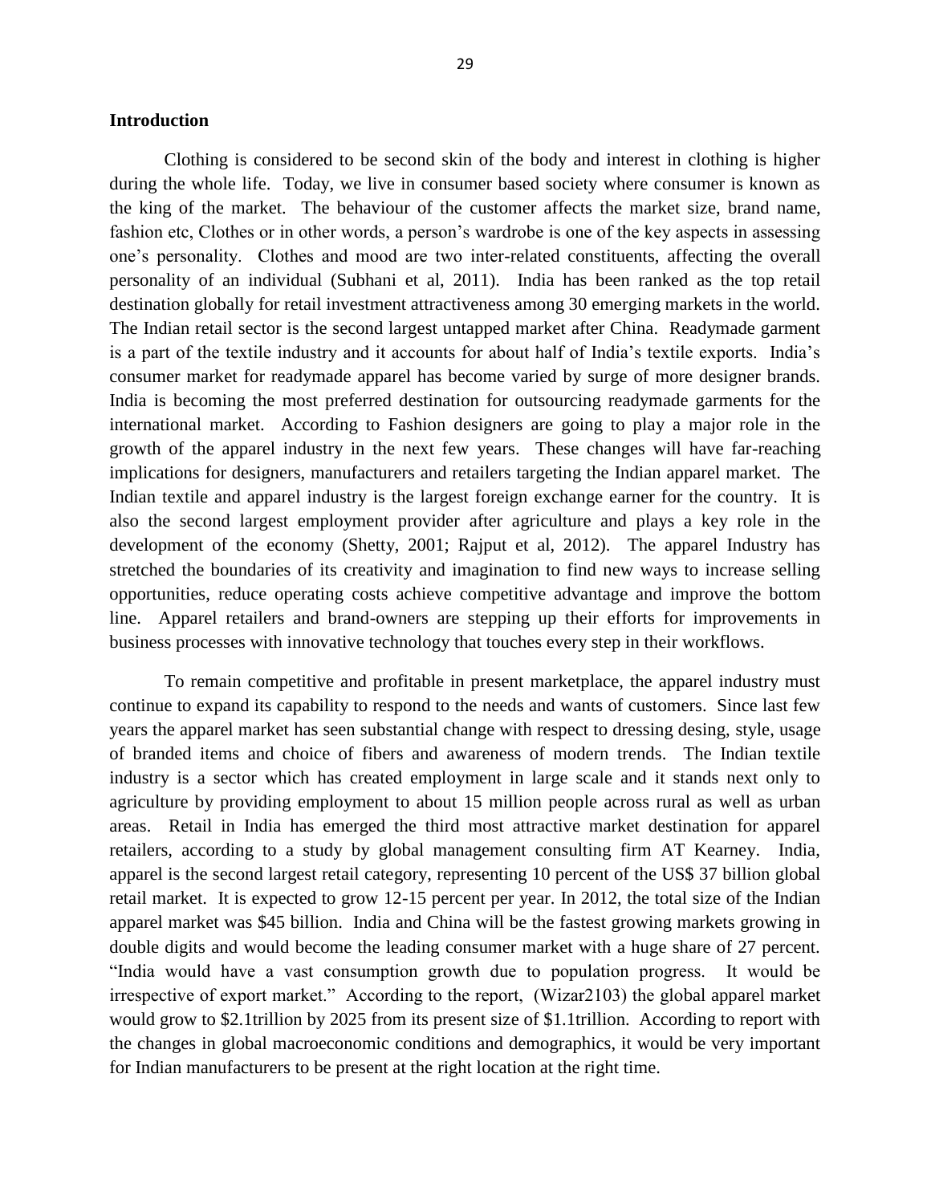## Introduction

Clothing is considered to be second skin of the body and interest in clothing is higher during the whole life. Today, we live in consumer based society where consumer is known as the king of the market. The behaviour of the customer affects the market size, brand name, fashion etc, Clothes or in other words, a person's wardrobe is one of the key aspects in assessing one's personality. Clothes and mood are two inter-related constituents, affecting the overall personality of an individual (Subhani et al, 2011). India has been ranked as the top retail destination globally for retail investment attractiveness among 30 emerging markets in the world. The Indian retail sector is the second largest untapped market after China. Readymade garment is a part of the textile industry and it accounts for about half of India's textile exports. India's consumer market for readymade apparel has become varied by surge of more designer brands. India is becoming the most preferred destination for outsourcing readymade garments for the international market. According to Fashion designers are going to play a major role in the growth of the apparel industry in the next few years. These changes will have far-reaching implications for designers, manufacturers and retailers targeting the Indian apparel market. The Indian textile and apparel industry is the largest foreign exchange earner for the country. It is also the second largest employment provider after agriculture and plays a key role in the development of the economy (Shetty, 2001; Rajput et al, 2012). The apparel Industry has stretched the boundaries of its creativity and imagination to find new ways to increase selling opportunities, reduce operating costs achieve competitive advantage and improve the bottom line. Apparel retailers and brand-owners are stepping up their efforts for improvements in business processes with innovative technology that touches every step in their workflows.

To remain competitive and profitable in present marketplace, the apparel industry must continue to expand its capability to respond to the needs and wants of customers. Since last few years the apparel market has seen substantial change with respect to dressing desing, style, usage of branded items and choice of fibers and awareness of modern trends. The Indian textile industry is a sector which has created employment in large scale and it stands next only to agriculture by providing employment to about 15 million people across rural as well as urban areas. Retail in India has emerged the third most attractive market destination for apparel retailers, according to a study by global management consulting firm AT Kearney. India, apparel is the second largest retail category, representing 10 percent of the US$ 37 billion global retail market. It is expected to grow 12-15 percent per year. In 2012, the total size of the Indian apparel market was $45 billion. India and China will be the fastest growing markets growing in double digits and would become the leading consumer market with a huge share of 27 percent. "India would have a vast consumption growth due to population progress. It would be irrespective of export market." According to the report, (Wizar2103) the global apparel market would grow to $2.1trillion by 2025 from its present size of $1.1trillion. According to report with the changes in global macroeconomic conditions and demographics, it would be very important for Indian manufacturers to be present at the right location at the right time.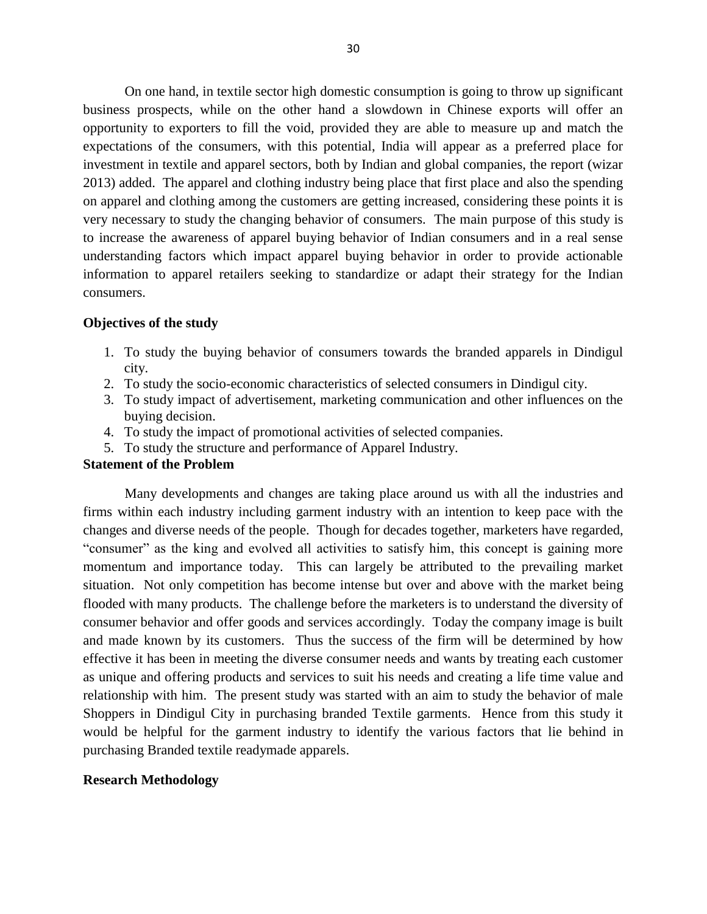On one hand, in textile sector high domestic consumption is going to throw up significant business prospects, while on the other hand a slowdown in Chinese exports will offer an opportunity to exporters to fill the void, provided they are able to measure up and match the expectations of the consumers, with this potential, India will appear as a preferred place for investment in textile and apparel sectors, both by Indian and global companies, the report (wizar 2013) added. The apparel and clothing industry being place that first place and also the spending on apparel and clothing among the customers are getting increased, considering these points it is very necessary to study the changing behavior of consumers. The main purpose of this study is to increase the awareness of apparel buying behavior of Indian consumers and in a real sense understanding factors which impact apparel buying behavior in order to provide actionable information to apparel retailers seeking to standardize or adapt their strategy for the Indian consumers.

**Objectives of the study**

1. To study the buying behavior of consumers towards the branded apparels in Dindigul city.
2. To study the socio-economic characteristics of selected consumers in Dindigul city.
3. To study impact of advertisement, marketing communication and other influences on the buying decision.
4. To study the impact of promotional activities of selected companies.
5. To study the structure and performance of Apparel Industry.

**Statement of the Problem**

Many developments and changes are taking place around us with all the industries and firms within each industry including garment industry with an intention to keep pace with the changes and diverse needs of the people. Though for decades together, marketers have regarded, "consumer" as the king and evolved all activities to satisfy him, this concept is gaining more momentum and importance today. This can largely be attributed to the prevailing market situation. Not only competition has become intense but over and above with the market being flooded with many products. The challenge before the marketers is to understand the diversity of consumer behavior and offer goods and services accordingly. Today the company image is built and made known by its customers. Thus the success of the firm will be determined by how effective it has been in meeting the diverse consumer needs and wants by treating each customer as unique and offering products and services to suit his needs and creating a life time value and relationship with him. The present study was started with an aim to study the behavior of male Shoppers in Dindigul City in purchasing branded Textile garments. Hence from this study it would be helpful for the garment industry to identify the various factors that lie behind in purchasing Branded textile readymade apparels.

**Research Methodology**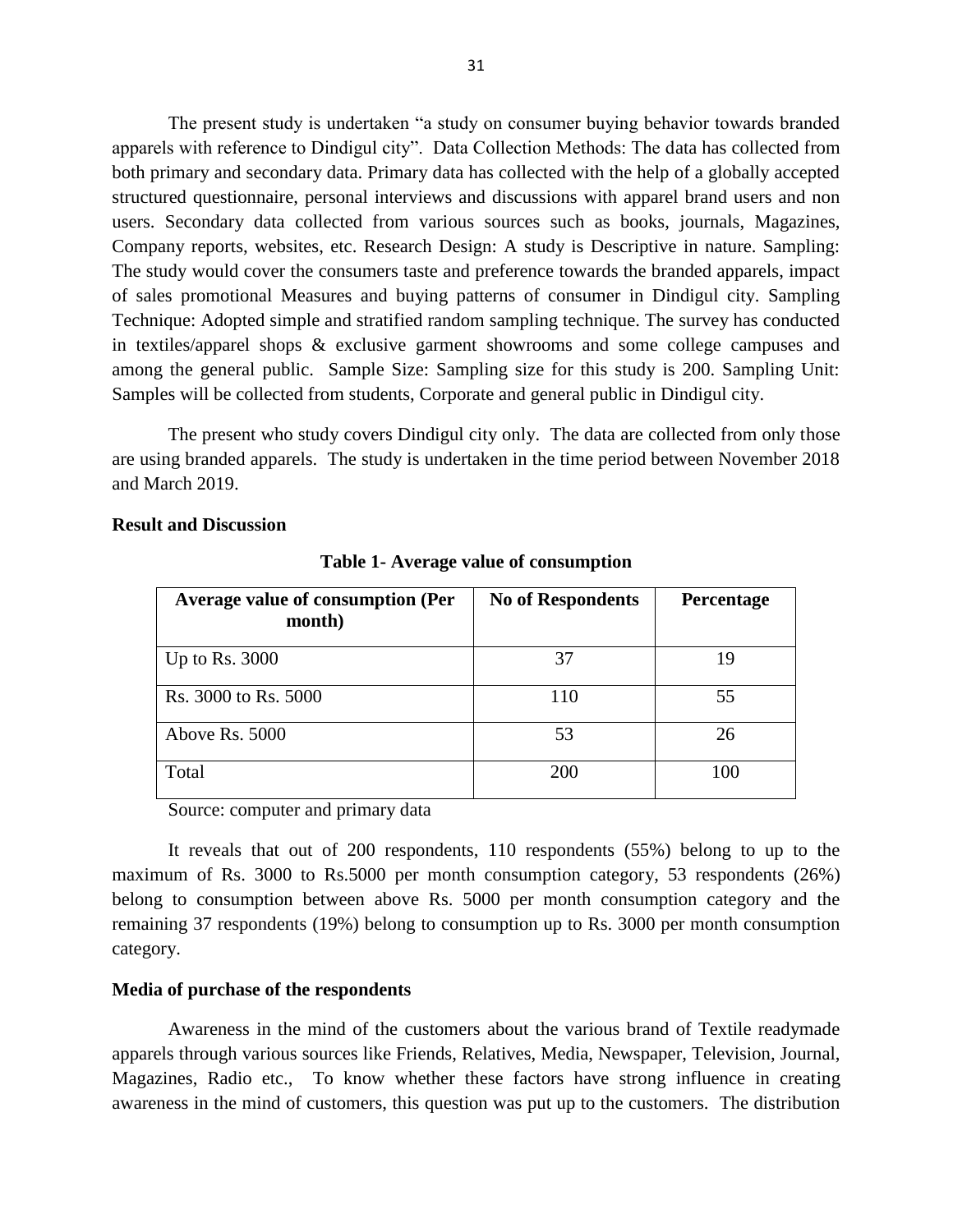The present study is undertaken "a study on consumer buying behavior towards branded apparels with reference to Dindigul city". Data Collection Methods: The data has collected from both primary and secondary data. Primary data has collected with the help of a globally accepted structured questionnaire, personal interviews and discussions with apparel brand users and non users. Secondary data collected from various sources such as books, journals, Magazines, Company reports, websites, etc. Research Design: A study is Descriptive in nature. Sampling: The study would cover the consumers taste and preference towards the branded apparels, impact of sales promotional Measures and buying patterns of consumer in Dindigul city. Sampling Technique: Adopted simple and stratified random sampling technique. The survey has conducted in textiles/apparel shops & exclusive garment showrooms and some college campuses and among the general public. Sample Size: Sampling size for this study is 200. Sampling Unit: Samples will be collected from students, Corporate and general public in Dindigul city.

The present who study covers Dindigul city only. The data are collected from only those are using branded apparels. The study is undertaken in the time period between November 2018 and March 2019.

**Result and Discussion**

**Table 1- Average value of consumption**

| Average value of consumption (Per month) | No of Respondents | Percentage |
|---|---|---|
| Up to Rs. 3000 | 37 | 19 |
| Rs. 3000 to Rs. 5000 | 110 | 55 |
| Above Rs. 5000 | 53 | 26 |
| Total | 200 | 100 |

Source: computer and primary data

It reveals that out of 200 respondents, 110 respondents (55%) belong to up to the maximum of Rs. 3000 to Rs.5000 per month consumption category, 53 respondents (26%) belong to consumption between above Rs. 5000 per month consumption category and the remaining 37 respondents (19%) belong to consumption up to Rs. 3000 per month consumption category.

**Media of purchase of the respondents**

Awareness in the mind of the customers about the various brand of Textile readymade apparels through various sources like Friends, Relatives, Media, Newspaper, Television, Journal, Magazines, Radio etc., To know whether these factors have strong influence in creating awareness in the mind of customers, this question was put up to the customers. The distribution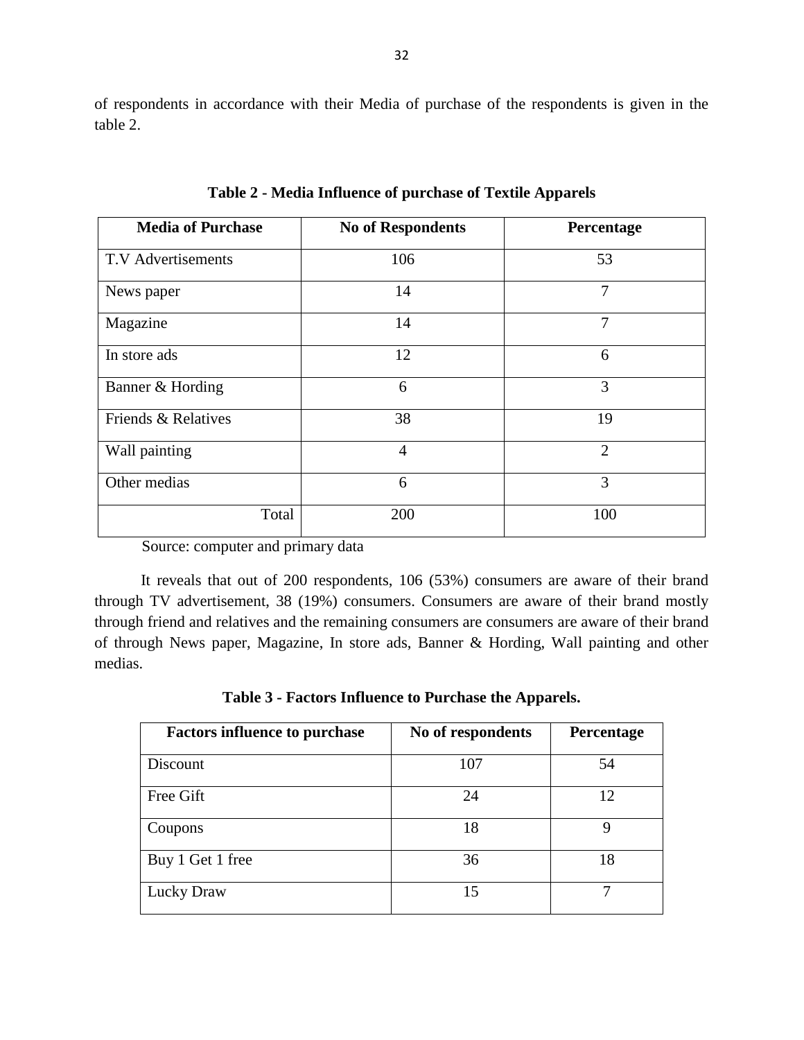of respondents in accordance with their Media of purchase of the respondents is given in the table 2.

**Table 2 - Media Influence of purchase of Textile Apparels**

| Media of Purchase | No of Respondents | Percentage |
|---|---|---|
| T.V Advertisements | 106 | 53 |
| News paper | 14 | 7 |
| Magazine | 14 | 7 |
| In store ads | 12 | 6 |
| Banner & Hording | 6 | 3 |
| Friends & Relatives | 38 | 19 |
| Wall painting | 4 | 2 |
| Other medias | 6 | 3 |
| Total | 200 | 100 |

Source: computer and primary data

It reveals that out of 200 respondents, 106 (53%) consumers are aware of their brand through TV advertisement, 38 (19%) consumers. Consumers are aware of their brand mostly through friend and relatives and the remaining consumers are consumers are aware of their brand of through News paper, Magazine, In store ads, Banner & Hording, Wall painting and other medias.

**Table 3 - Factors Influence to Purchase the Apparels.**

| Factors influence to purchase | No of respondents | Percentage |
|---|---|---|
| Discount | 107 | 54 |
| Free Gift | 24 | 12 |
| Coupons | 18 | 9 |
| Buy 1 Get 1 free | 36 | 18 |
| Lucky Draw | 15 | 7 |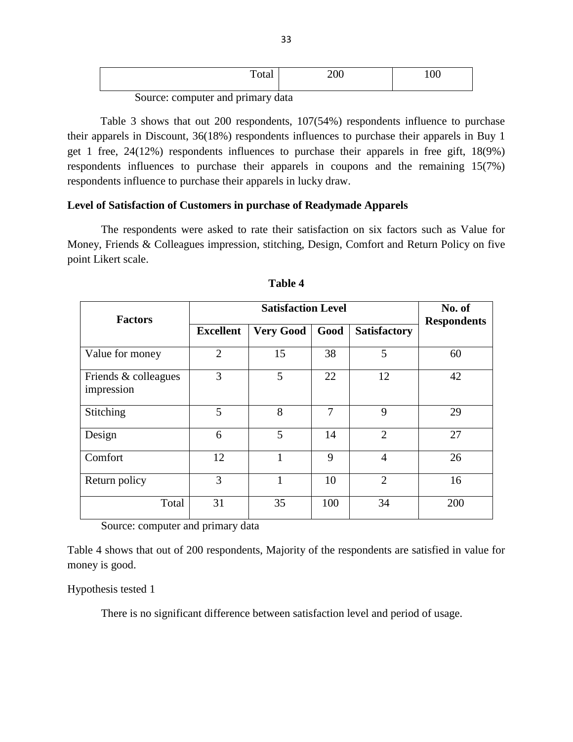| Total | 200 | 100 |
|---|---|---|

Source: computer and primary data

Table 3 shows that out 200 respondents, 107(54%) respondents influence to purchase their apparels in Discount, 36(18%) respondents influences to purchase their apparels in Buy 1 get 1 free, 24(12%) respondents influences to purchase their apparels in free gift, 18(9%) respondents influences to purchase their apparels in coupons and the remaining 15(7%) respondents influence to purchase their apparels in lucky draw.

**Level of Satisfaction of Customers in purchase of Readymade Apparels**

The respondents were asked to rate their satisfaction on six factors such as Value for Money, Friends & Colleagues impression, stitching, Design, Comfort and Return Policy on five point Likert scale.

**Table 4**

| **Factors** | **Satisfaction Level** | | | | **No. of Respondents** |
|---|---|---|---|---|---|
| | **Excellent** | **Very Good** | **Good** | **Satisfactory** | |
| Value for money | 2 | 15 | 38 | 5 | 60 |
| Friends & colleagues impression | 3 | 5 | 22 | 12 | 42 |
| Stitching | 5 | 8 | 7 | 9 | 29 |
| Design | 6 | 5 | 14 | 2 | 27 |
| Comfort | 12 | 1 | 9 | 4 | 26 |
| Return policy | 3 | 1 | 10 | 2 | 16 |
| Total | 31 | 35 | 100 | 34 | 200 |

Source: computer and primary data

Table 4 shows that out of 200 respondents, Majority of the respondents are satisfied in value for money is good.

Hypothesis tested 1

There is no significant difference between satisfaction level and period of usage.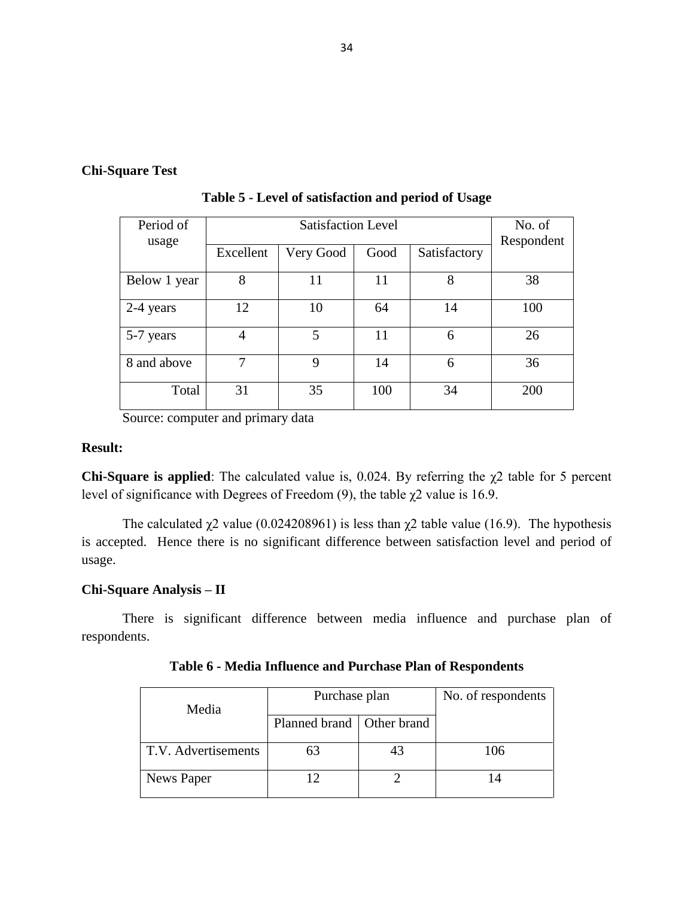**Chi-Square Test**

**Table 5 - Level of satisfaction and period of Usage**

| Period of usage | Satisfaction Level | | | | No. of Respondent |
|---|---|---|---|---|---|
| | Excellent | Very Good | Good | Satisfactory | |
| Below 1 year | 8 | 11 | 11 | 8 | 38 |
| 2-4 years | 12 | 10 | 64 | 14 | 100 |
| 5-7 years | 4 | 5 | 11 | 6 | 26 |
| 8 and above | 7 | 9 | 14 | 6 | 36 |
| Total | 31 | 35 | 100 | 34 | 200 |

Source: computer and primary data

**Result:**

**Chi-Square is applied**: The calculated value is, 0.024. By referring the $\chi2$ table for 5 percent level of significance with Degrees of Freedom (9), the table $\chi2$ value is 16.9.

The calculated $\chi2$ value (0.024208961) is less than $\chi2$ table value (16.9). The hypothesis is accepted. Hence there is no significant difference between satisfaction level and period of usage.

**Chi-Square Analysis – II**

There is significant difference between media influence and purchase plan of respondents.

**Table 6 - Media Influence and Purchase Plan of Respondents**

| Media | Purchase plan | | No. of respondents |
|---|---|---|---|
| | Planned brand | Other brand | |
| T.V. Advertisements | 63 | 43 | 106 |
| News Paper | 12 | 2 | 14 |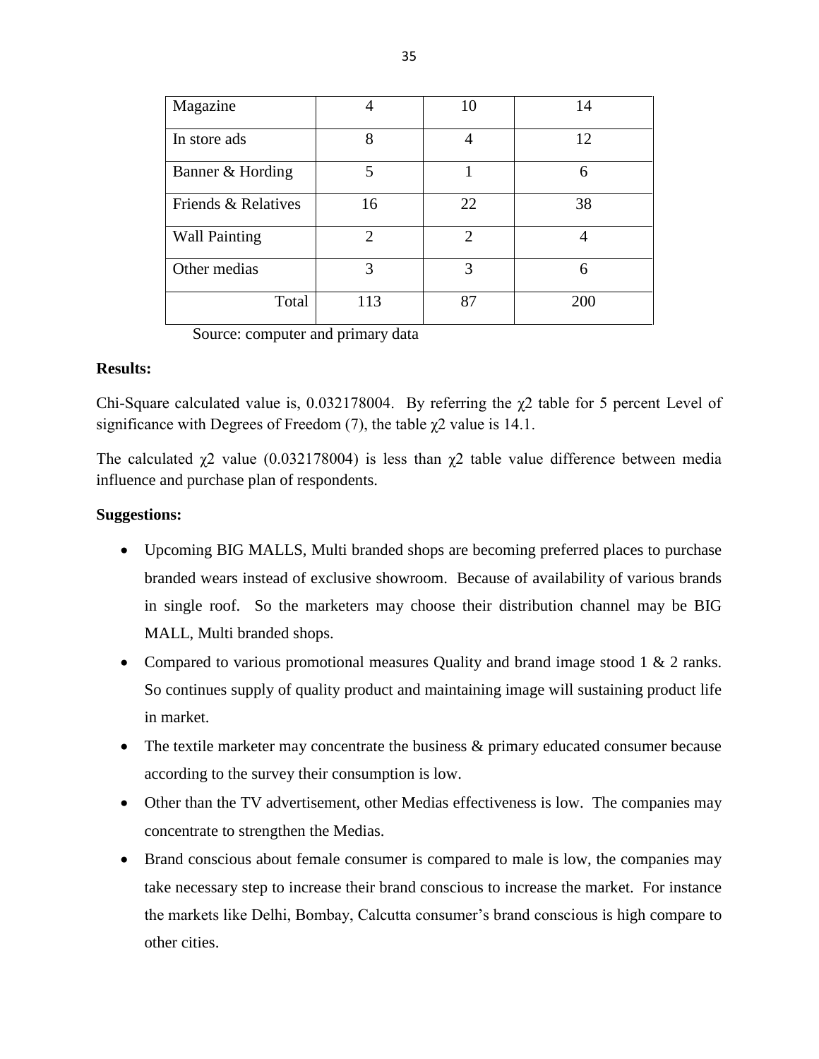| Magazine | 4 | 10 | 14 |
| --- | --- | --- | --- |
| In store ads | 8 | 4 | 12 |
| Banner & Hording | 5 | 1 | 6 |
| Friends & Relatives | 16 | 22 | 38 |
| Wall Painting | 2 | 2 | 4 |
| Other medias | 3 | 3 | 6 |
| Total | 113 | 87 | 200 |

Source: computer and primary data

**Results:**

Chi-Square calculated value is, 0.032178004. By referring the $\chi 2$ table for 5 percent Level of significance with Degrees of Freedom (7), the table $\chi 2$ value is 14.1.

The calculated $\chi 2$ value (0.032178004) is less than $\chi 2$ table value difference between media influence and purchase plan of respondents.

**Suggestions:**

- Upcoming BIG MALLS, Multi branded shops are becoming preferred places to purchase branded wears instead of exclusive showroom. Because of availability of various brands in single roof. So the marketers may choose their distribution channel may be BIG MALL, Multi branded shops.
- Compared to various promotional measures Quality and brand image stood 1 & 2 ranks. So continues supply of quality product and maintaining image will sustaining product life in market.
- The textile marketer may concentrate the business & primary educated consumer because according to the survey their consumption is low.
- Other than the TV advertisement, other Medias effectiveness is low. The companies may concentrate to strengthen the Medias.
- Brand conscious about female consumer is compared to male is low, the companies may take necessary step to increase their brand conscious to increase the market. For instance the markets like Delhi, Bombay, Calcutta consumer's brand conscious is high compare to other cities.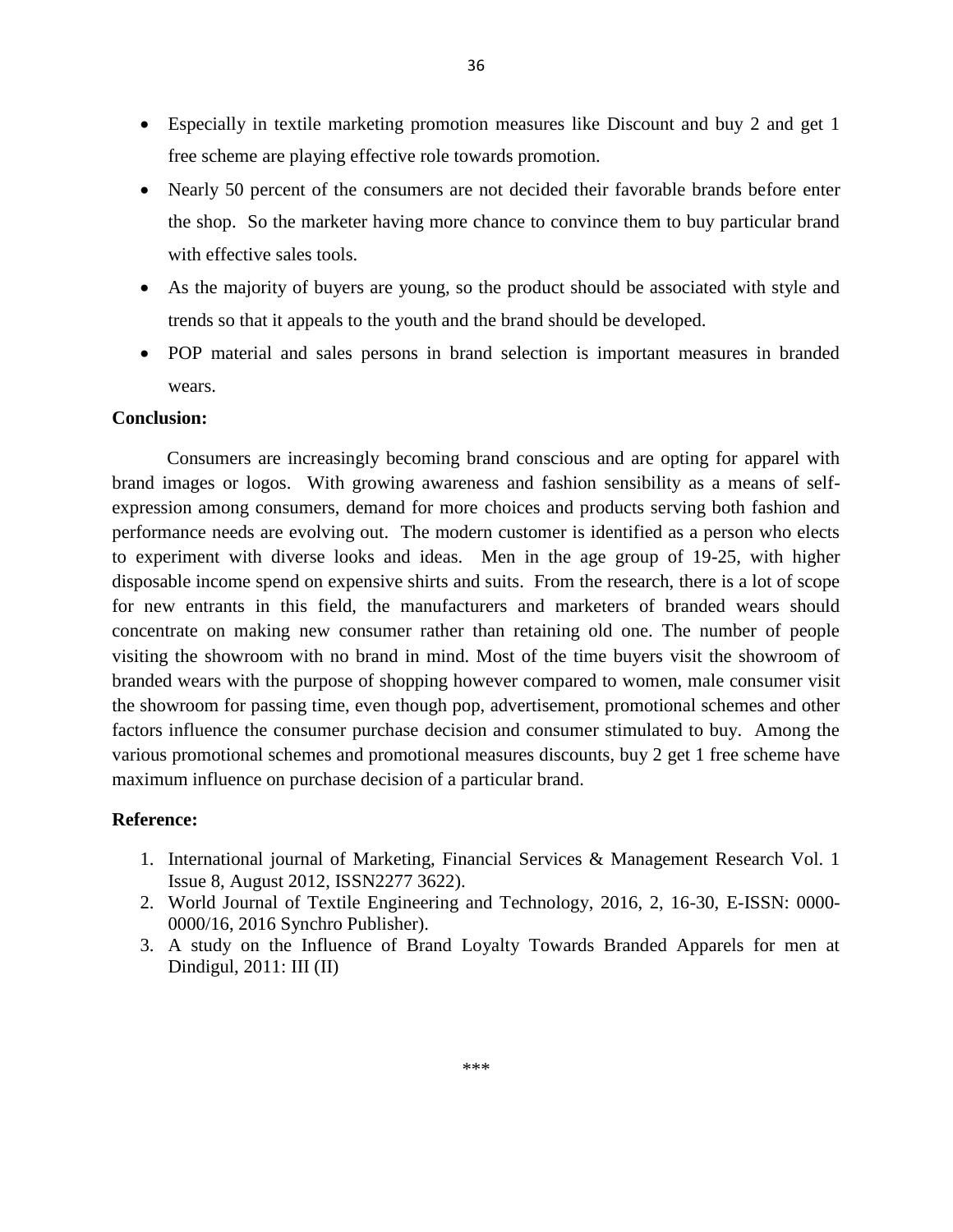- Especially in textile marketing promotion measures like Discount and buy 2 and get 1 free scheme are playing effective role towards promotion.
- Nearly 50 percent of the consumers are not decided their favorable brands before enter the shop. So the marketer having more chance to convince them to buy particular brand with effective sales tools.
- As the majority of buyers are young, so the product should be associated with style and trends so that it appeals to the youth and the brand should be developed.
- POP material and sales persons in brand selection is important measures in branded wears.

**Conclusion:**

Consumers are increasingly becoming brand conscious and are opting for apparel with brand images or logos. With growing awareness and fashion sensibility as a means of self-expression among consumers, demand for more choices and products serving both fashion and performance needs are evolving out. The modern customer is identified as a person who elects to experiment with diverse looks and ideas. Men in the age group of 19-25, with higher disposable income spend on expensive shirts and suits. From the research, there is a lot of scope for new entrants in this field, the manufacturers and marketers of branded wears should concentrate on making new consumer rather than retaining old one. The number of people visiting the showroom with no brand in mind. Most of the time buyers visit the showroom of branded wears with the purpose of shopping however compared to women, male consumer visit the showroom for passing time, even though pop, advertisement, promotional schemes and other factors influence the consumer purchase decision and consumer stimulated to buy. Among the various promotional schemes and promotional measures discounts, buy 2 get 1 free scheme have maximum influence on purchase decision of a particular brand.

**Reference:**

1. International journal of Marketing, Financial Services & Management Research Vol. 1 Issue 8, August 2012, ISSN2277 3622).
2. World Journal of Textile Engineering and Technology, 2016, 2, 16-30, E-ISSN: 0000-0000/16, 2016 Synchro Publisher).
3. A study on the Influence of Brand Loyalty Towards Branded Apparels for men at Dindigul, 2011: III (II)

***